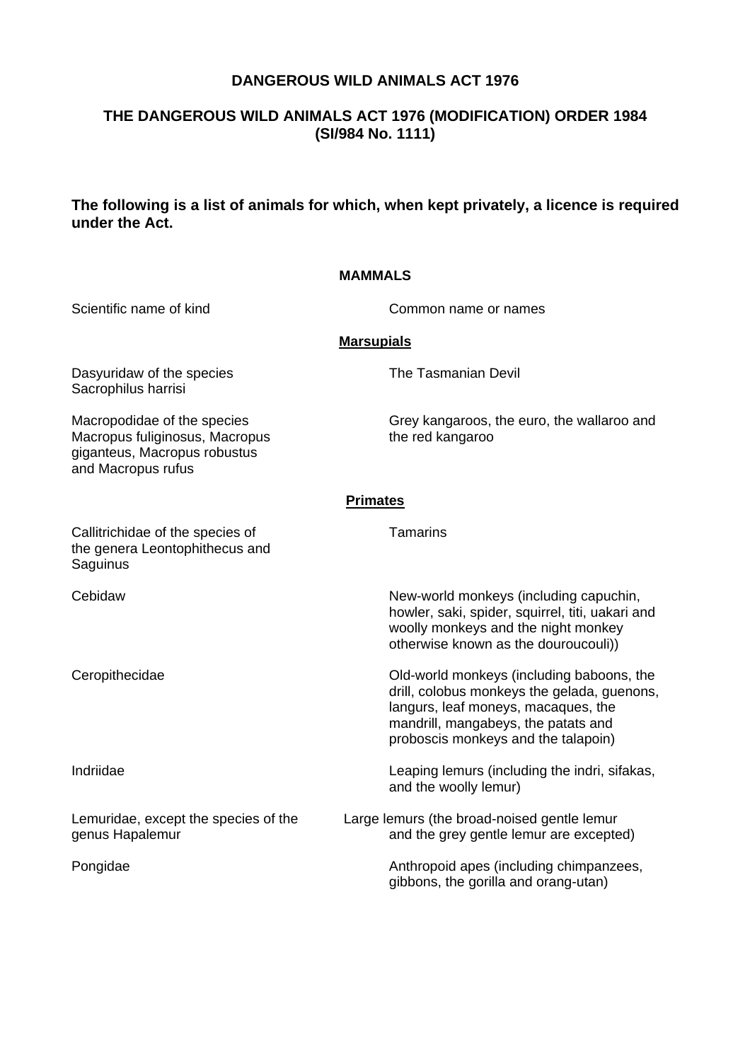**DANGEROUS WILD ANIMALS ACT 1976**

**THE DANGEROUS WILD ANIMALS ACT 1976 (MODIFICATION) ORDER 1984 (SI/984 No. 1111)**

**The following is a list of animals for which, when kept privately, a licence is required under the Act.**

**MAMMALS**

| Scientific name of kind | Common name or names |
|---|---|
| | **Marsupials** |
| Dasyuridaw of the species Sacrophilus harrisi | The Tasmanian Devil |
| Macropodidae of the species Macropus fuliginosus, Macropus giganteus, Macropus robustus and Macropus rufus | Grey kangaroos, the euro, the wallaroo and the red kangaroo |
| | **Primates** |
| Callitrichidae of the species of the genera Leontophithecus and Saguinus | Tamarins |
| Cebidaw | New-world monkeys (including capuchin, howler, saki, spider, squirrel, titi, uakari and woolly monkeys and the night monkey otherwise known as the douroucouli)) |
| Ceropithecidae | Old-world monkeys (including baboons, the drill, colobus monkeys the gelada, guenons, langurs, leaf moneys, macaques, the mandrill, mangabeys, the patats and proboscis monkeys and the talapoin) |
| Indriidae | Leaping lemurs (including the indri, sifakas, and the woolly lemur) |
| Lemuridae, except the species of the genus Hapalemur | Large lemurs (the broad-noised gentle lemur and the grey gentle lemur are excepted) |
| Pongidae | Anthropoid apes (including chimpanzees, gibbons, the gorilla and orang-utan) |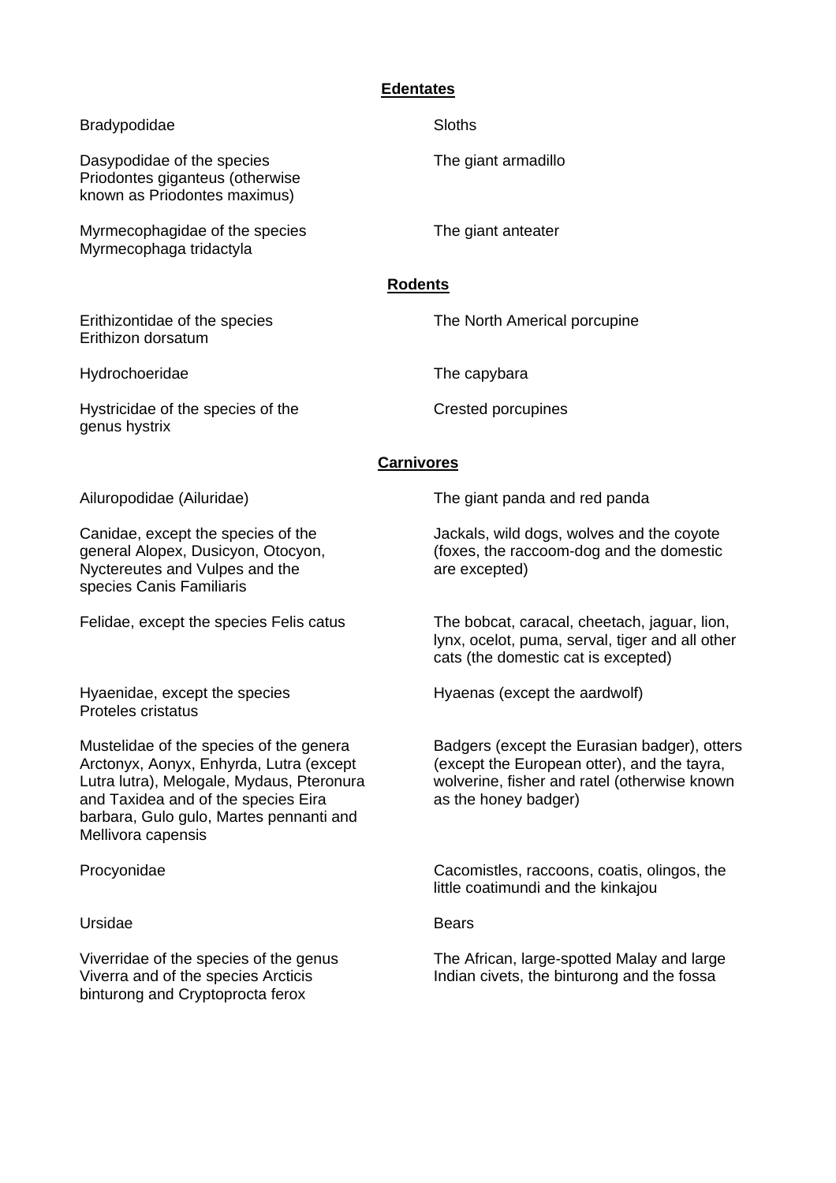## Edentates

| | |
|---|---|
| Bradypodidae | Sloths |
| Dasypodidae of the species Priodontes giganteus (otherwise known as Priodontes maximus) | The giant armadillo |
| Myrmecophagidae of the species Myrmecophaga tridactyla | The giant anteater |

## Rodents

| | |
|---|---|
| Erithizontidae of the species Erithizon dorsatum | The North Americal porcupine |
| Hydrochoeridae | The capybara |
| Hystricidae of the species of the genus hystrix | Crested porcupines |

## Carnivores

| | |
|---|---|
| Ailuropodidae (Ailuridae) | The giant panda and red panda |
| Canidae, except the species of the general Alopex, Dusicyon, Otocyon, Nyctereutes and Vulpes and the species Canis Familiaris | Jackals, wild dogs, wolves and the coyote (foxes, the raccoom-dog and the domestic are excepted) |
| Felidae, except the species Felis catus | The bobcat, caracal, cheetach, jaguar, lion, lynx, ocelot, puma, serval, tiger and all other cats (the domestic cat is excepted) |
| Hyaenidae, except the species Proteles cristatus | Hyaenas (except the aardwolf) |
| Mustelidae of the species of the genera Arctonyx, Aonyx, Enhyrda, Lutra (except Lutra lutra), Melogale, Mydaus, Pteronura and Taxidea and of the species Eira barbara, Gulo gulo, Martes pennanti and Mellivora capensis | Badgers (except the Eurasian badger), otters (except the European otter), and the tayra, wolverine, fisher and ratel (otherwise known as the honey badger) |
| Procyonidae | Cacomistles, raccoons, coatis, olingos, the little coatimundi and the kinkajou |
| Ursidae | Bears |
| Viverridae of the species of the genus Viverra and of the species Arcticis binturong and Cryptoprocta ferox | The African, large-spotted Malay and large Indian civets, the binturong and the fossa |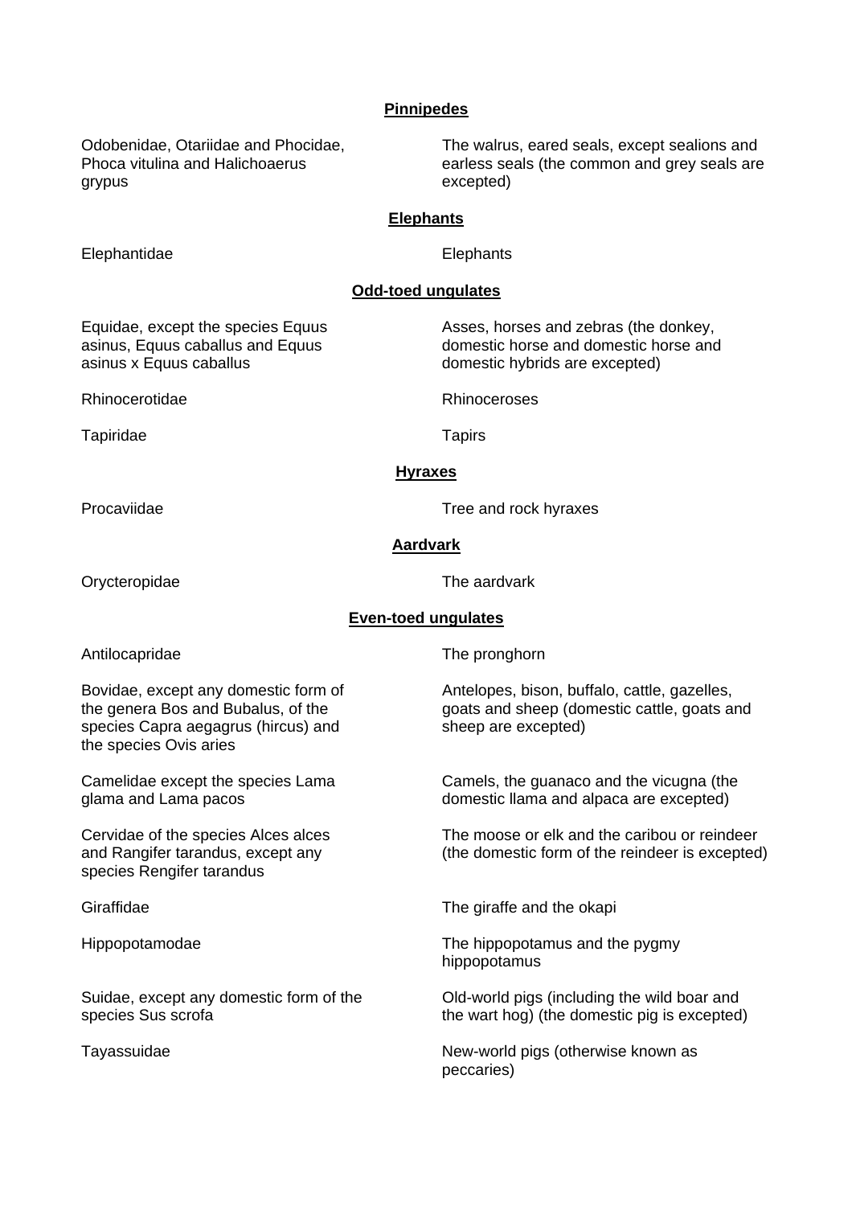**Pinnipedes**

| | |
|---|---|
| Odobenidae, Otariidae and Phocidae, Phoca vitulina and Halichoaerus grypus | The walrus, eared seals, except sealions and earless seals (the common and grey seals are excepted) |

**Elephants**

| | |
|---|---|
| Elephantidae | Elephants |

**Odd-toed ungulates**

| | |
|---|---|
| Equidae, except the species Equus asinus, Equus caballus and Equus asinus x Equus caballus | Asses, horses and zebras (the donkey, domestic horse and domestic horse and domestic hybrids are excepted) |
| Rhinocerotidae | Rhinoceroses |
| Tapiridae | Tapirs |

**Hyraxes**

| | |
|---|---|
| Procaviidae | Tree and rock hyraxes |

**Aardvark**

| | |
|---|---|
| Orycteropidae | The aardvark |

**Even-toed ungulates**

| | |
|---|---|
| Antilocapridae | The pronghorn |
| Bovidae, except any domestic form of the genera Bos and Bubalus, of the species Capra aegagrus (hircus) and the species Ovis aries | Antelopes, bison, buffalo, cattle, gazelles, goats and sheep (domestic cattle, goats and sheep are excepted) |
| Camelidae except the species Lama glama and Lama pacos | Camels, the guanaco and the vicugna (the domestic llama and alpaca are excepted) |
| Cervidae of the species Alces alces and Rangifer tarandus, except any species Rengifer tarandus | The moose or elk and the caribou or reindeer (the domestic form of the reindeer is excepted) |
| Giraffidae | The giraffe and the okapi |
| Hippopotamodae | The hippopotamus and the pygmy hippopotamus |
| Suidae, except any domestic form of the species Sus scrofa | Old-world pigs (including the wild boar and the wart hog) (the domestic pig is excepted) |
| Tayassuidae | New-world pigs (otherwise known as peccaries) |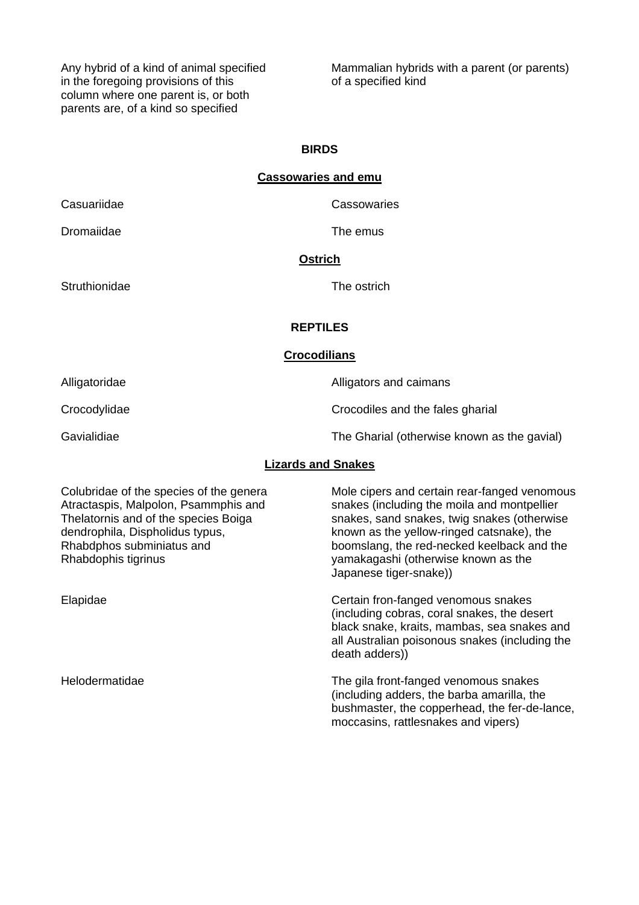| | |
|---|---|
| Any hybrid of a kind of animal specified in the foregoing provisions of this column where one parent is, or both parents are, of a kind so specified | Mammalian hybrids with a parent (or parents) of a specified kind |

**BIRDS**

**Cassowaries and emu**

| | |
|---|---|
| Casuariidae | Cassowaries |
| Dromaiidae | The emus |

**Ostrich**

| | |
|---|---|
| Struthionidae | The ostrich |

**REPTILES**

**Crocodilians**

| | |
|---|---|
| Alligatoridae | Alligators and caimans |
| Crocodylidae | Crocodiles and the fales gharial |
| Gavialidiae | The Gharial (otherwise known as the gavial) |

**Lizards and Snakes**

| | |
|---|---|
| Colubridae of the species of the genera Atractaspis, Malpolon, Psammphis and Thelatornis and of the species Boiga dendrophila, Dispholidus typus, Rhabdphos subminiatus and Rhabdophis tigrinus | Mole cipers and certain rear-fanged venomous snakes (including the moila and montpellier snakes, sand snakes, twig snakes (otherwise known as the yellow-ringed catsnake), the boomslang, the red-necked keelback and the yamakagashi (otherwise known as the Japanese tiger-snake)) |
| Elapidae | Certain fron-fanged venomous snakes (including cobras, coral snakes, the desert black snake, kraits, mambas, sea snakes and all Australian poisonous snakes (including the death adders)) |
| Helodermatidae | The gila front-fanged venomous snakes (including adders, the barba amarilla, the bushmaster, the copperhead, the fer-de-lance, moccasins, rattlesnakes and vipers) |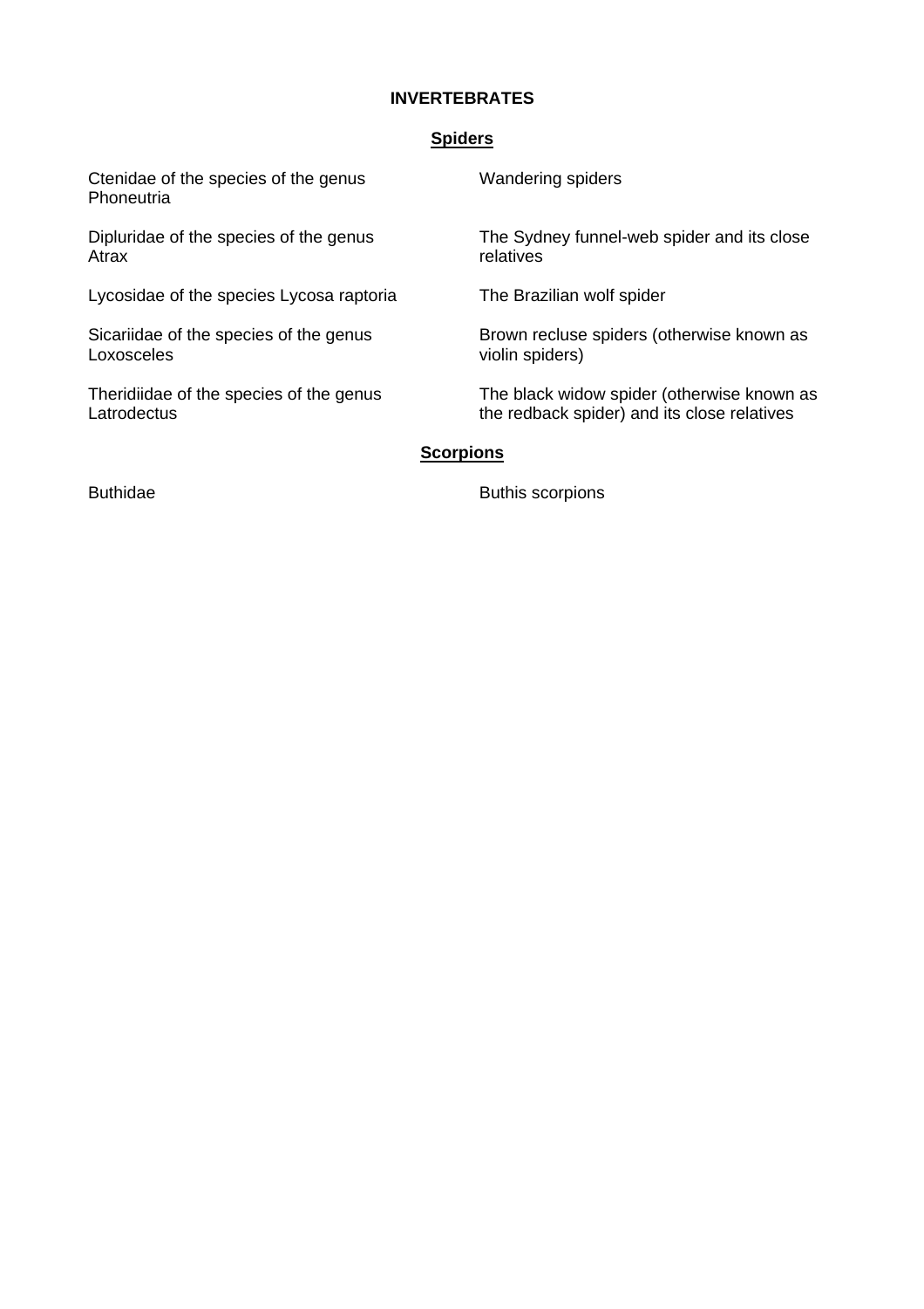**INVERTEBRATES**

**Spiders**

| | |
|---|---|
| Ctenidae of the species of the genus Phoneutria | Wandering spiders |
| Dipluridae of the species of the genus Atrax | The Sydney funnel-web spider and its close relatives |
| Lycosidae of the species Lycosa raptoria | The Brazilian wolf spider |
| Sicariidae of the species of the genus Loxosceles | Brown recluse spiders (otherwise known as violin spiders) |
| Theridiidae of the species of the genus Latrodectus | The black widow spider (otherwise known as the redback spider) and its close relatives |

**Scorpions**

| | |
|---|---|
| Buthidae | Buthis scorpions |